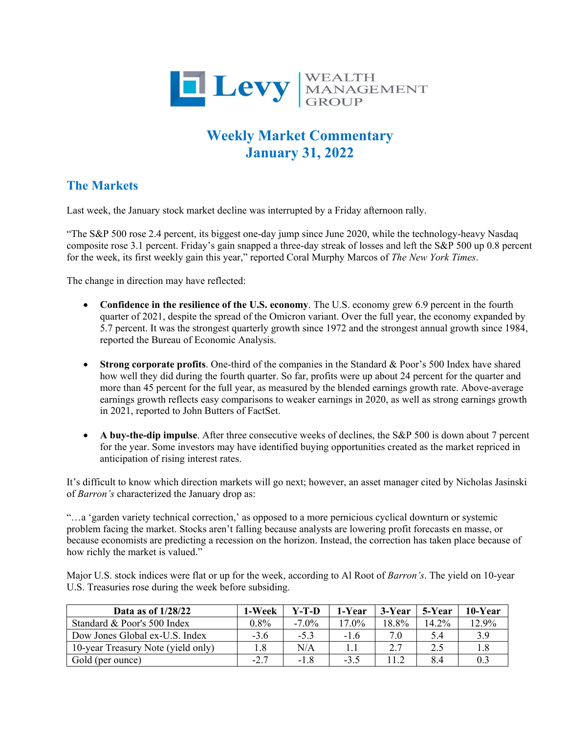# Levy WEALTH MANAGEMENT GROUP

# Weekly Market Commentary
# January 31, 2022

## The Markets

Last week, the January stock market decline was interrupted by a Friday afternoon rally.

"The S&P 500 rose 2.4 percent, its biggest one-day jump since June 2020, while the technology-heavy Nasdaq composite rose 3.1 percent. Friday's gain snapped a three-day streak of losses and left the S&P 500 up 0.8 percent for the week, its first weekly gain this year," reported Coral Murphy Marcos of *The New York Times*.

The change in direction may have reflected:

- **Confidence in the resilience of the U.S. economy**. The U.S. economy grew 6.9 percent in the fourth quarter of 2021, despite the spread of the Omicron variant. Over the full year, the economy expanded by 5.7 percent. It was the strongest quarterly growth since 1972 and the strongest annual growth since 1984, reported the Bureau of Economic Analysis.

- **Strong corporate profits**. One-third of the companies in the Standard & Poor's 500 Index have shared how well they did during the fourth quarter. So far, profits were up about 24 percent for the quarter and more than 45 percent for the full year, as measured by the blended earnings growth rate. Above-average earnings growth reflects easy comparisons to weaker earnings in 2020, as well as strong earnings growth in 2021, reported to John Butters of FactSet.

- **A buy-the-dip impulse**. After three consecutive weeks of declines, the S&P 500 is down about 7 percent for the year. Some investors may have identified buying opportunities created as the market repriced in anticipation of rising interest rates.

It's difficult to know which direction markets will go next; however, an asset manager cited by Nicholas Jasinski of *Barron's* characterized the January drop as:

"…a 'garden variety technical correction,' as opposed to a more pernicious cyclical downturn or systemic problem facing the market. Stocks aren't falling because analysts are lowering profit forecasts en masse, or because economists are predicting a recession on the horizon. Instead, the correction has taken place because of how richly the market is valued."

Major U.S. stock indices were flat or up for the week, according to Al Root of *Barron's*. The yield on 10-year U.S. Treasuries rose during the week before subsiding.

| Data as of 1/28/22 | 1-Week | Y-T-D | 1-Year | 3-Year | 5-Year | 10-Year |
|---|---|---|---|---|---|---|
| Standard & Poor's 500 Index | 0.8% | -7.0% | 17.0% | 18.8% | 14.2% | 12.9% |
| Dow Jones Global ex-U.S. Index | -3.6 | -5.3 | -1.6 | 7.0 | 5.4 | 3.9 |
| 10-year Treasury Note (yield only) | 1.8 | N/A | 1.1 | 2.7 | 2.5 | 1.8 |
| Gold (per ounce) | -2.7 | -1.8 | -3.5 | 11.2 | 8.4 | 0.3 |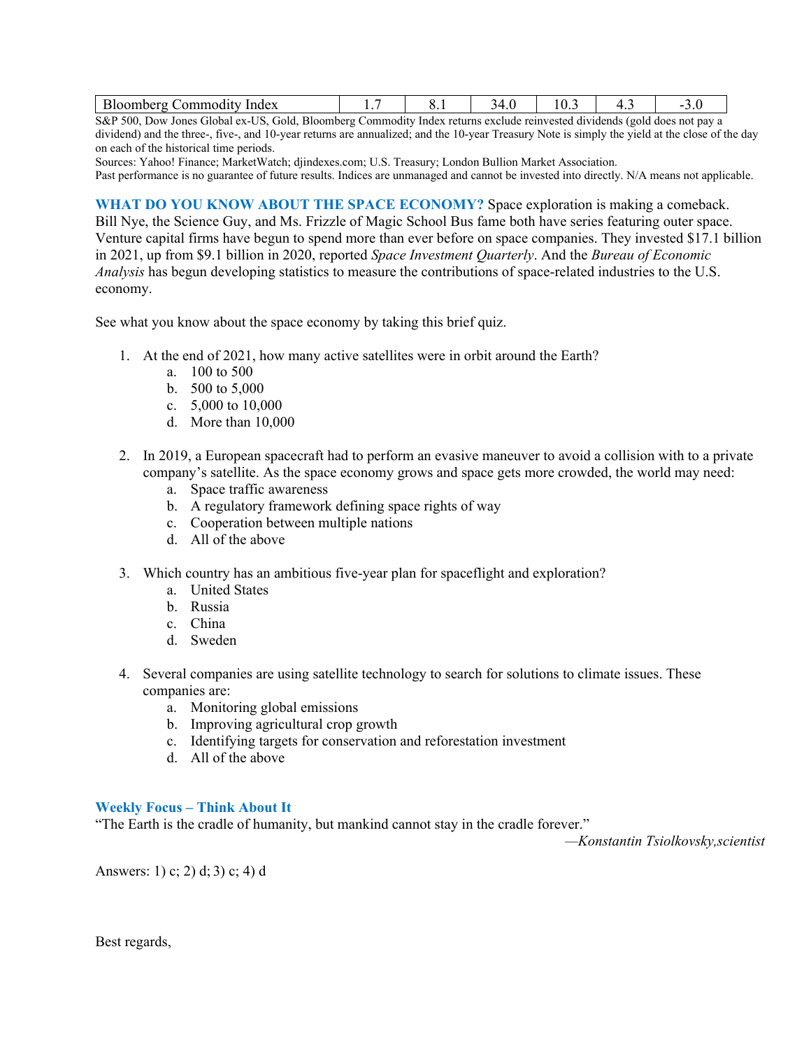| Bloomberg Commodity Index | 1.7 | 8.1 | 34.0 | 10.3 | 4.3 | -3.0 |
|---|---|---|---|---|---|---|

S&P 500, Dow Jones Global ex-US, Gold, Bloomberg Commodity Index returns exclude reinvested dividends (gold does not pay a dividend) and the three-, five-, and 10-year returns are annualized; and the 10-year Treasury Note is simply the yield at the close of the day on each of the historical time periods.

Sources: Yahoo! Finance; MarketWatch; djindexes.com; U.S. Treasury; London Bullion Market Association.

Past performance is no guarantee of future results. Indices are unmanaged and cannot be invested into directly. N/A means not applicable.

**WHAT DO YOU KNOW ABOUT THE SPACE ECONOMY?** Space exploration is making a comeback. Bill Nye, the Science Guy, and Ms. Frizzle of Magic School Bus fame both have series featuring outer space. Venture capital firms have begun to spend more than ever before on space companies. They invested $17.1 billion in 2021, up from $9.1 billion in 2020, reported *Space Investment Quarterly*. And the *Bureau of Economic Analysis* has begun developing statistics to measure the contributions of space-related industries to the U.S. economy.

See what you know about the space economy by taking this brief quiz.

1. At the end of 2021, how many active satellites were in orbit around the Earth?
   a. 100 to 500
   b. 500 to 5,000
   c. 5,000 to 10,000
   d. More than 10,000

2. In 2019, a European spacecraft had to perform an evasive maneuver to avoid a collision with to a private company's satellite. As the space economy grows and space gets more crowded, the world may need:
   a. Space traffic awareness
   b. A regulatory framework defining space rights of way
   c. Cooperation between multiple nations
   d. All of the above

3. Which country has an ambitious five-year plan for spaceflight and exploration?
   a. United States
   b. Russia
   c. China
   d. Sweden

4. Several companies are using satellite technology to search for solutions to climate issues. These companies are:
   a. Monitoring global emissions
   b. Improving agricultural crop growth
   c. Identifying targets for conservation and reforestation investment
   d. All of the above

**Weekly Focus – Think About It**

"The Earth is the cradle of humanity, but mankind cannot stay in the cradle forever."

—*Konstantin Tsiolkovsky,scientist*

Answers: 1) c; 2) d; 3) c; 4) d

Best regards,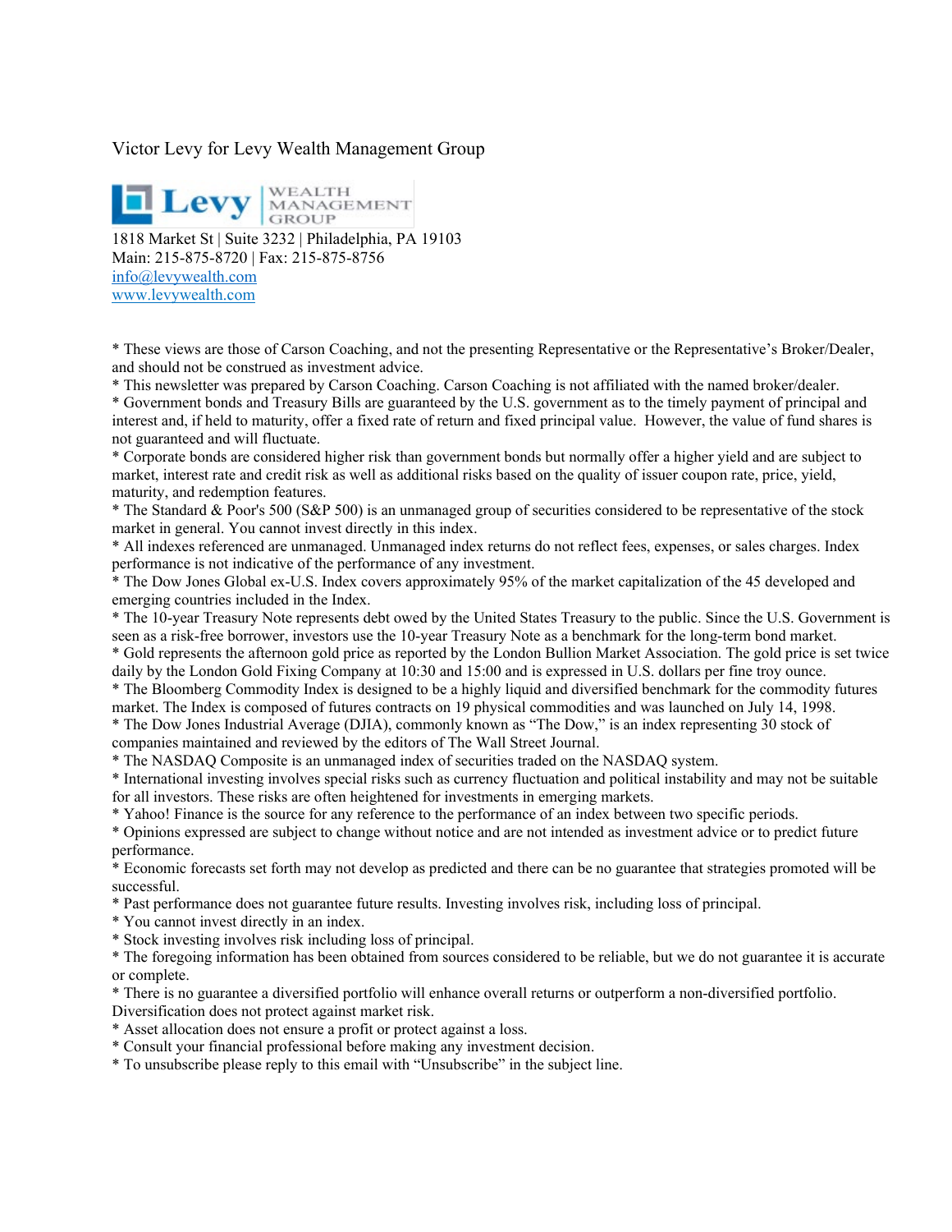Victor Levy for Levy Wealth Management Group

Levy WEALTH MANAGEMENT GROUP

1818 Market St | Suite 3232 | Philadelphia, PA 19103
Main: 215-875-8720 | Fax: 215-875-8756
[info@levywealth.com](mailto:info@levywealth.com)
[www.levywealth.com](http://www.levywealth.com)

* These views are those of Carson Coaching, and not the presenting Representative or the Representative's Broker/Dealer, and should not be construed as investment advice.
* This newsletter was prepared by Carson Coaching. Carson Coaching is not affiliated with the named broker/dealer.
* Government bonds and Treasury Bills are guaranteed by the U.S. government as to the timely payment of principal and interest and, if held to maturity, offer a fixed rate of return and fixed principal value. However, the value of fund shares is not guaranteed and will fluctuate.
* Corporate bonds are considered higher risk than government bonds but normally offer a higher yield and are subject to market, interest rate and credit risk as well as additional risks based on the quality of issuer coupon rate, price, yield, maturity, and redemption features.
* The Standard & Poor's 500 (S&P 500) is an unmanaged group of securities considered to be representative of the stock market in general. You cannot invest directly in this index.
* All indexes referenced are unmanaged. Unmanaged index returns do not reflect fees, expenses, or sales charges. Index performance is not indicative of the performance of any investment.
* The Dow Jones Global ex-U.S. Index covers approximately 95% of the market capitalization of the 45 developed and emerging countries included in the Index.
* The 10-year Treasury Note represents debt owed by the United States Treasury to the public. Since the U.S. Government is seen as a risk-free borrower, investors use the 10-year Treasury Note as a benchmark for the long-term bond market.
* Gold represents the afternoon gold price as reported by the London Bullion Market Association. The gold price is set twice daily by the London Gold Fixing Company at 10:30 and 15:00 and is expressed in U.S. dollars per fine troy ounce.
* The Bloomberg Commodity Index is designed to be a highly liquid and diversified benchmark for the commodity futures market. The Index is composed of futures contracts on 19 physical commodities and was launched on July 14, 1998.
* The Dow Jones Industrial Average (DJIA), commonly known as "The Dow," is an index representing 30 stock of companies maintained and reviewed by the editors of The Wall Street Journal.
* The NASDAQ Composite is an unmanaged index of securities traded on the NASDAQ system.
* International investing involves special risks such as currency fluctuation and political instability and may not be suitable for all investors. These risks are often heightened for investments in emerging markets.
* Yahoo! Finance is the source for any reference to the performance of an index between two specific periods.
* Opinions expressed are subject to change without notice and are not intended as investment advice or to predict future performance.
* Economic forecasts set forth may not develop as predicted and there can be no guarantee that strategies promoted will be successful.
* Past performance does not guarantee future results. Investing involves risk, including loss of principal.
* You cannot invest directly in an index.
* Stock investing involves risk including loss of principal.
* The foregoing information has been obtained from sources considered to be reliable, but we do not guarantee it is accurate or complete.
* There is no guarantee a diversified portfolio will enhance overall returns or outperform a non-diversified portfolio. Diversification does not protect against market risk.
* Asset allocation does not ensure a profit or protect against a loss.
* Consult your financial professional before making any investment decision.
* To unsubscribe please reply to this email with "Unsubscribe" in the subject line.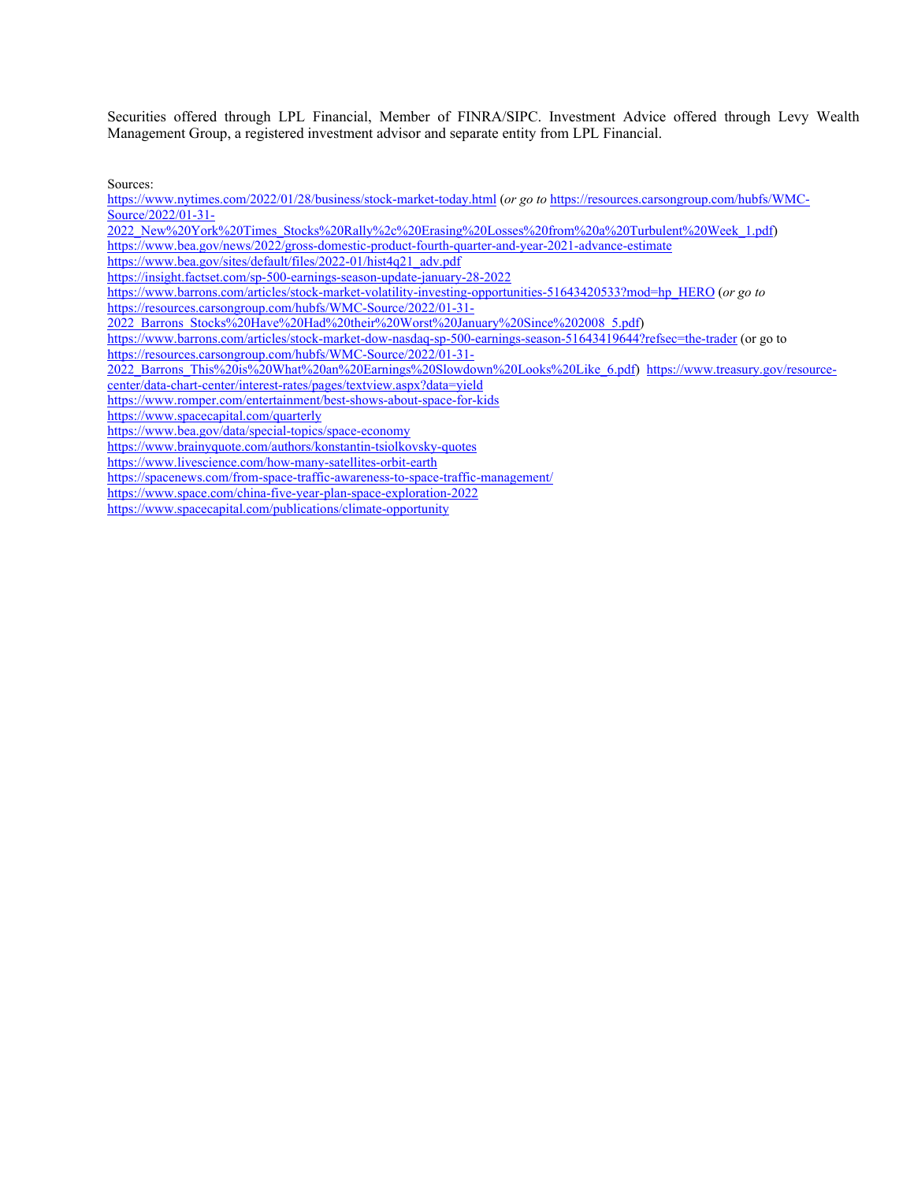Securities offered through LPL Financial, Member of FINRA/SIPC. Investment Advice offered through Levy Wealth Management Group, a registered investment advisor and separate entity from LPL Financial.

Sources:

https://www.nytimes.com/2022/01/28/business/stock-market-today.html (*or go to* https://resources.carsongroup.com/hubfs/WMC-Source/2022/01-31-2022_New%20York%20Times_Stocks%20Rally%2c%20Erasing%20Losses%20from%20a%20Turbulent%20Week_1.pdf)
https://www.bea.gov/news/2022/gross-domestic-product-fourth-quarter-and-year-2021-advance-estimate
https://www.bea.gov/sites/default/files/2022-01/hist4q21_adv.pdf
https://insight.factset.com/sp-500-earnings-season-update-january-28-2022
https://www.barrons.com/articles/stock-market-volatility-investing-opportunities-51643420533?mod=hp_HERO (*or go to* https://resources.carsongroup.com/hubfs/WMC-Source/2022/01-31-2022_Barrons_Stocks%20Have%20Had%20their%20Worst%20January%20Since%202008_5.pdf)
https://www.barrons.com/articles/stock-market-dow-nasdaq-sp-500-earnings-season-51643419644?refsec=the-trader (or go to https://resources.carsongroup.com/hubfs/WMC-Source/2022/01-31-2022_Barrons_This%20is%20What%20an%20Earnings%20Slowdown%20Looks%20Like_6.pdf) https://www.treasury.gov/resource-center/data-chart-center/interest-rates/pages/textview.aspx?data=yield
https://www.romper.com/entertainment/best-shows-about-space-for-kids
https://www.spacecapital.com/quarterly
https://www.bea.gov/data/special-topics/space-economy
https://www.brainyquote.com/authors/konstantin-tsiolkovsky-quotes
https://www.livescience.com/how-many-satellites-orbit-earth
https://spacenews.com/from-space-traffic-awareness-to-space-traffic-management/
https://www.space.com/china-five-year-plan-space-exploration-2022
https://www.spacecapital.com/publications/climate-opportunity